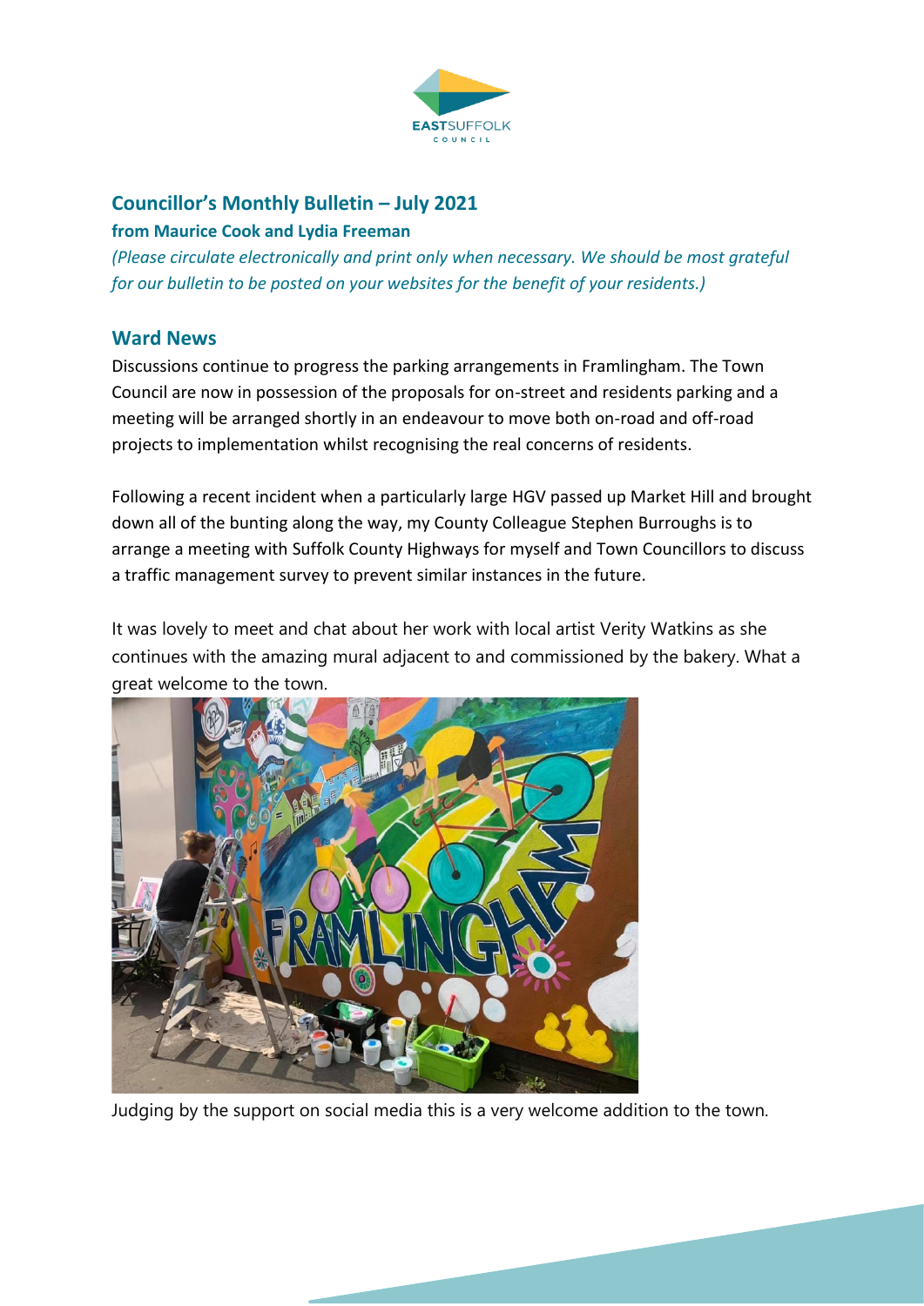## Councillor's Monthly Bulletin – July 2021

**from Maurice Cook and Lydia Freeman**

*(Please circulate electronically and print only when necessary. We should be most grateful for our bulletin to be posted on your websites for the benefit of your residents.)*

## Ward News

Discussions continue to progress the parking arrangements in Framlingham. The Town Council are now in possession of the proposals for on-street and residents parking and a meeting will be arranged shortly in an endeavour to move both on-road and off-road projects to implementation whilst recognising the real concerns of residents.

Following a recent incident when a particularly large HGV passed up Market Hill and brought down all of the bunting along the way, my County Colleague Stephen Burroughs is to arrange a meeting with Suffolk County Highways for myself and Town Councillors to discuss a traffic management survey to prevent similar instances in the future.

It was lovely to meet and chat about her work with local artist Verity Watkins as she continues with the amazing mural adjacent to and commissioned by the bakery. What a great welcome to the town.

Judging by the support on social media this is a very welcome addition to the town.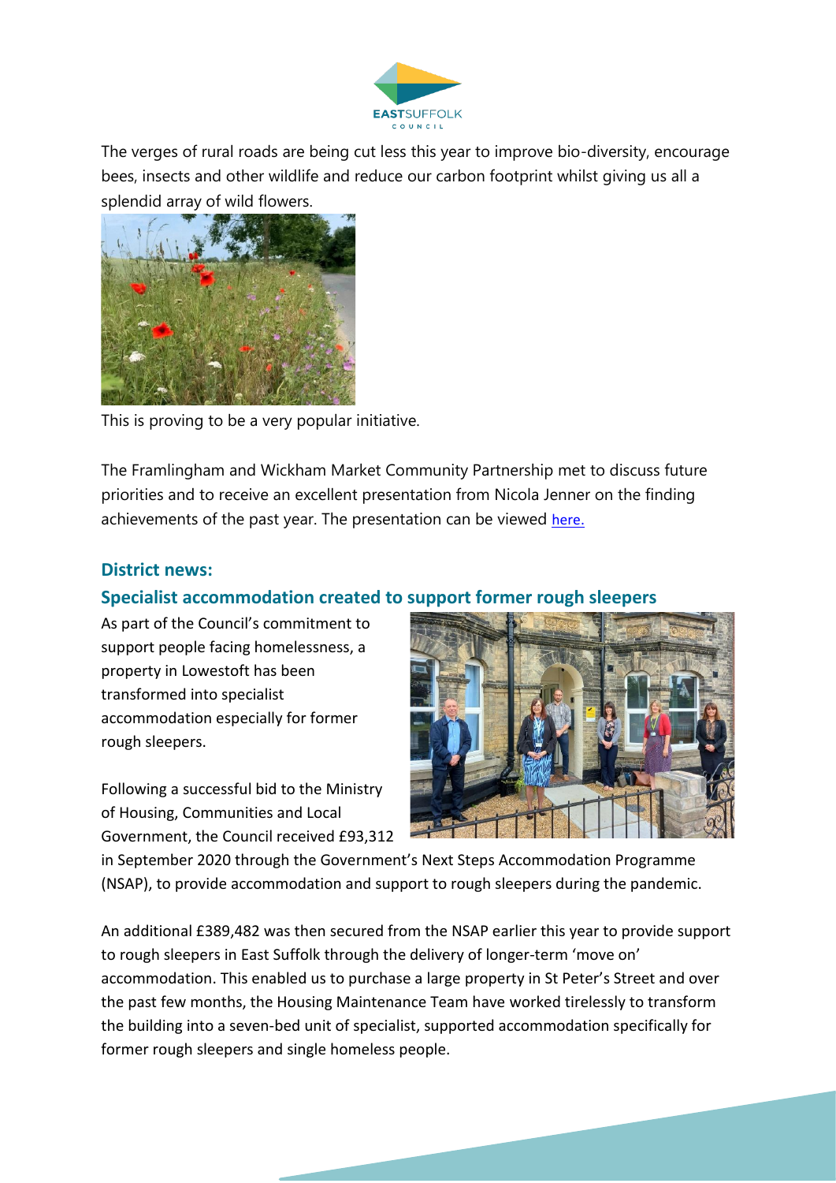The verges of rural roads are being cut less this year to improve bio-diversity, encourage bees, insects and other wildlife and reduce our carbon footprint whilst giving us all a splendid array of wild flowers.

This is proving to be a very popular initiative.

The Framlingham and Wickham Market Community Partnership met to discuss future priorities and to receive an excellent presentation from Nicola Jenner on the finding achievements of the past year. The presentation can be viewed here.

## District news:

### Specialist accommodation created to support former rough sleepers

As part of the Council's commitment to support people facing homelessness, a property in Lowestoft has been transformed into specialist accommodation especially for former rough sleepers.

Following a successful bid to the Ministry of Housing, Communities and Local Government, the Council received £93,312 in September 2020 through the Government's Next Steps Accommodation Programme (NSAP), to provide accommodation and support to rough sleepers during the pandemic.

An additional £389,482 was then secured from the NSAP earlier this year to provide support to rough sleepers in East Suffolk through the delivery of longer-term 'move on' accommodation. This enabled us to purchase a large property in St Peter's Street and over the past few months, the Housing Maintenance Team have worked tirelessly to transform the building into a seven-bed unit of specialist, supported accommodation specifically for former rough sleepers and single homeless people.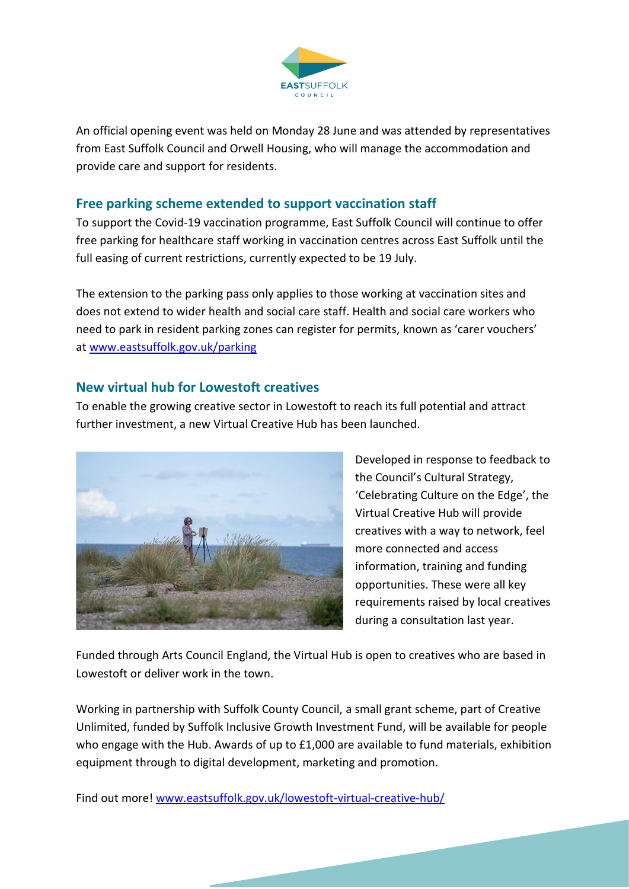An official opening event was held on Monday 28 June and was attended by representatives from East Suffolk Council and Orwell Housing, who will manage the accommodation and provide care and support for residents.

## Free parking scheme extended to support vaccination staff

To support the Covid-19 vaccination programme, East Suffolk Council will continue to offer free parking for healthcare staff working in vaccination centres across East Suffolk until the full easing of current restrictions, currently expected to be 19 July.

The extension to the parking pass only applies to those working at vaccination sites and does not extend to wider health and social care staff. Health and social care workers who need to park in resident parking zones can register for permits, known as 'carer vouchers' at [www.eastsuffolk.gov.uk/parking](http://www.eastsuffolk.gov.uk/parking)

## New virtual hub for Lowestoft creatives

To enable the growing creative sector in Lowestoft to reach its full potential and attract further investment, a new Virtual Creative Hub has been launched.

Developed in response to feedback to the Council's Cultural Strategy, 'Celebrating Culture on the Edge', the Virtual Creative Hub will provide creatives with a way to network, feel more connected and access information, training and funding opportunities. These were all key requirements raised by local creatives during a consultation last year.

Funded through Arts Council England, the Virtual Hub is open to creatives who are based in Lowestoft or deliver work in the town.

Working in partnership with Suffolk County Council, a small grant scheme, part of Creative Unlimited, funded by Suffolk Inclusive Growth Investment Fund, will be available for people who engage with the Hub. Awards of up to £1,000 are available to fund materials, exhibition equipment through to digital development, marketing and promotion.

Find out more! [www.eastsuffolk.gov.uk/lowestoft-virtual-creative-hub/](http://www.eastsuffolk.gov.uk/lowestoft-virtual-creative-hub/)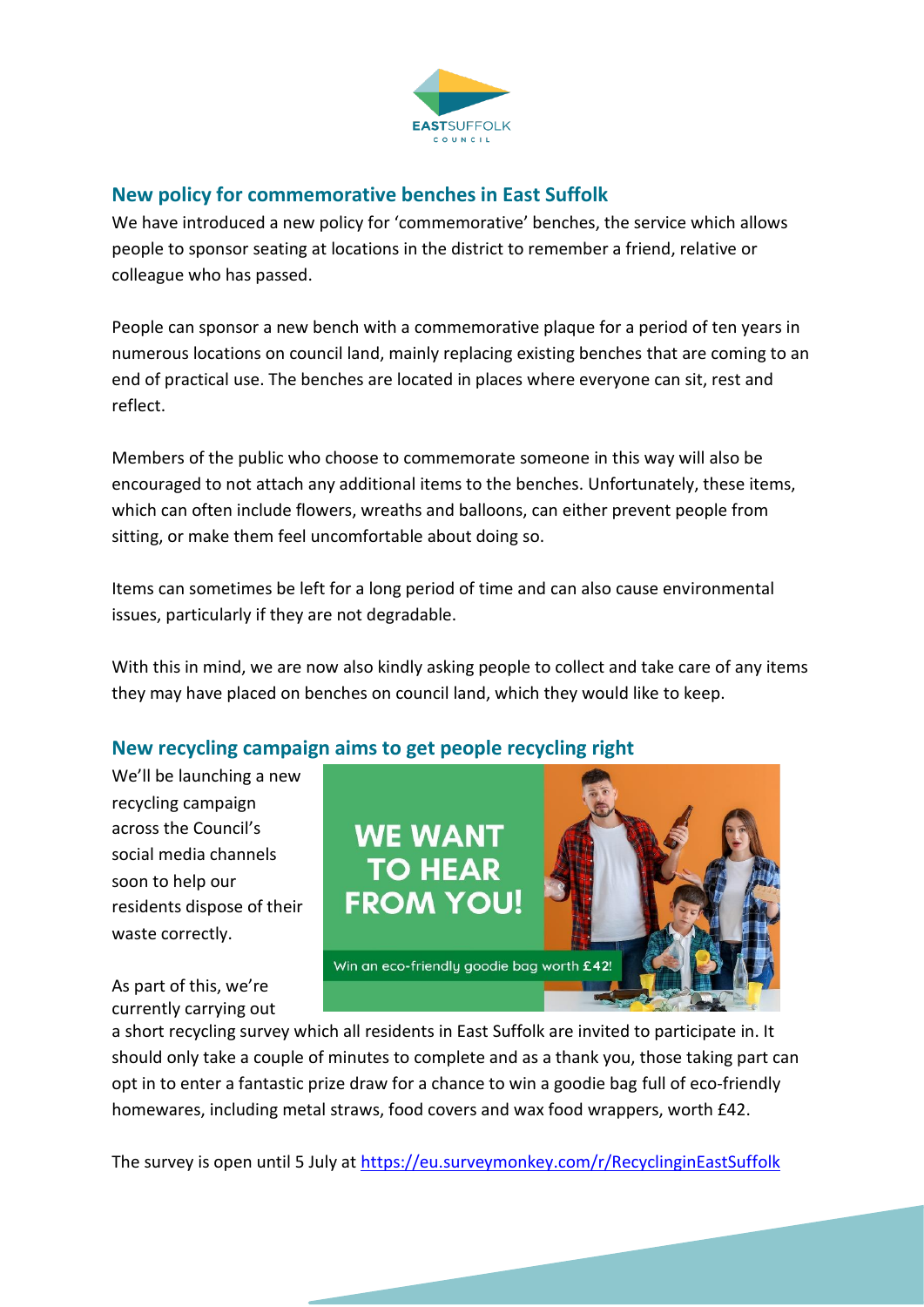## New policy for commemorative benches in East Suffolk

We have introduced a new policy for 'commemorative' benches, the service which allows people to sponsor seating at locations in the district to remember a friend, relative or colleague who has passed.

People can sponsor a new bench with a commemorative plaque for a period of ten years in numerous locations on council land, mainly replacing existing benches that are coming to an end of practical use. The benches are located in places where everyone can sit, rest and reflect.

Members of the public who choose to commemorate someone in this way will also be encouraged to not attach any additional items to the benches. Unfortunately, these items, which can often include flowers, wreaths and balloons, can either prevent people from sitting, or make them feel uncomfortable about doing so.

Items can sometimes be left for a long period of time and can also cause environmental issues, particularly if they are not degradable.

With this in mind, we are now also kindly asking people to collect and take care of any items they may have placed on benches on council land, which they would like to keep.

## New recycling campaign aims to get people recycling right

We'll be launching a new recycling campaign across the Council's social media channels soon to help our residents dispose of their waste correctly.

As part of this, we're currently carrying out a short recycling survey which all residents in East Suffolk are invited to participate in. It should only take a couple of minutes to complete and as a thank you, those taking part can opt in to enter a fantastic prize draw for a chance to win a goodie bag full of eco-friendly homewares, including metal straws, food covers and wax food wrappers, worth £42.

The survey is open until 5 July at https://eu.surveymonkey.com/r/RecyclinginEastSuffolk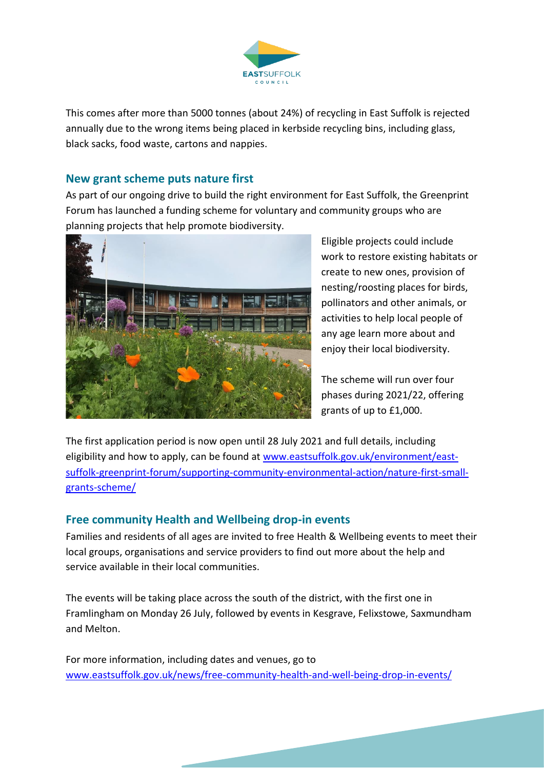This comes after more than 5000 tonnes (about 24%) of recycling in East Suffolk is rejected annually due to the wrong items being placed in kerbside recycling bins, including glass, black sacks, food waste, cartons and nappies.

## New grant scheme puts nature first

As part of our ongoing drive to build the right environment for East Suffolk, the Greenprint Forum has launched a funding scheme for voluntary and community groups who are planning projects that help promote biodiversity.

Eligible projects could include work to restore existing habitats or create to new ones, provision of nesting/roosting places for birds, pollinators and other animals, or activities to help local people of any age learn more about and enjoy their local biodiversity.

The scheme will run over four phases during 2021/22, offering grants of up to £1,000.

The first application period is now open until 28 July 2021 and full details, including eligibility and how to apply, can be found at [www.eastsuffolk.gov.uk/environment/east-suffolk-greenprint-forum/supporting-community-environmental-action/nature-first-small-grants-scheme/](http://www.eastsuffolk.gov.uk/environment/east-suffolk-greenprint-forum/supporting-community-environmental-action/nature-first-small-grants-scheme/)

## Free community Health and Wellbeing drop-in events

Families and residents of all ages are invited to free Health & Wellbeing events to meet their local groups, organisations and service providers to find out more about the help and service available in their local communities.

The events will be taking place across the south of the district, with the first one in Framlingham on Monday 26 July, followed by events in Kesgrave, Felixstowe, Saxmundham and Melton.

For more information, including dates and venues, go to [www.eastsuffolk.gov.uk/news/free-community-health-and-well-being-drop-in-events/](http://www.eastsuffolk.gov.uk/news/free-community-health-and-well-being-drop-in-events/)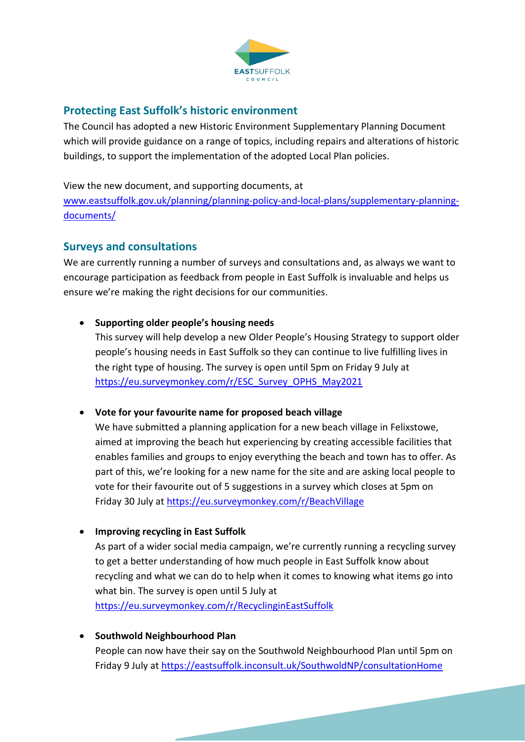## Protecting East Suffolk's historic environment

The Council has adopted a new Historic Environment Supplementary Planning Document which will provide guidance on a range of topics, including repairs and alterations of historic buildings, to support the implementation of the adopted Local Plan policies.

View the new document, and supporting documents, at [www.eastsuffolk.gov.uk/planning/planning-policy-and-local-plans/supplementary-planning-documents/](www.eastsuffolk.gov.uk/planning/planning-policy-and-local-plans/supplementary-planning-documents/)

## Surveys and consultations

We are currently running a number of surveys and consultations and, as always we want to encourage participation as feedback from people in East Suffolk is invaluable and helps us ensure we're making the right decisions for our communities.

- **Supporting older people's housing needs**
  This survey will help develop a new Older People's Housing Strategy to support older people's housing needs in East Suffolk so they can continue to live fulfilling lives in the right type of housing. The survey is open until 5pm on Friday 9 July at [https://eu.surveymonkey.com/r/ESC_Survey_OPHS_May2021](https://eu.surveymonkey.com/r/ESC_Survey_OPHS_May2021)

- **Vote for your favourite name for proposed beach village**
  We have submitted a planning application for a new beach village in Felixstowe, aimed at improving the beach hut experiencing by creating accessible facilities that enables families and groups to enjoy everything the beach and town has to offer. As part of this, we're looking for a new name for the site and are asking local people to vote for their favourite out of 5 suggestions in a survey which closes at 5pm on Friday 30 July at [https://eu.surveymonkey.com/r/BeachVillage](https://eu.surveymonkey.com/r/BeachVillage)

- **Improving recycling in East Suffolk**
  As part of a wider social media campaign, we're currently running a recycling survey to get a better understanding of how much people in East Suffolk know about recycling and what we can do to help when it comes to knowing what items go into what bin. The survey is open until 5 July at [https://eu.surveymonkey.com/r/RecyclinginEastSuffolk](https://eu.surveymonkey.com/r/RecyclinginEastSuffolk)

- **Southwold Neighbourhood Plan**
  People can now have their say on the Southwold Neighbourhood Plan until 5pm on Friday 9 July at [https://eastsuffolk.inconsult.uk/SouthwoldNP/consultationHome](https://eastsuffolk.inconsult.uk/SouthwoldNP/consultationHome)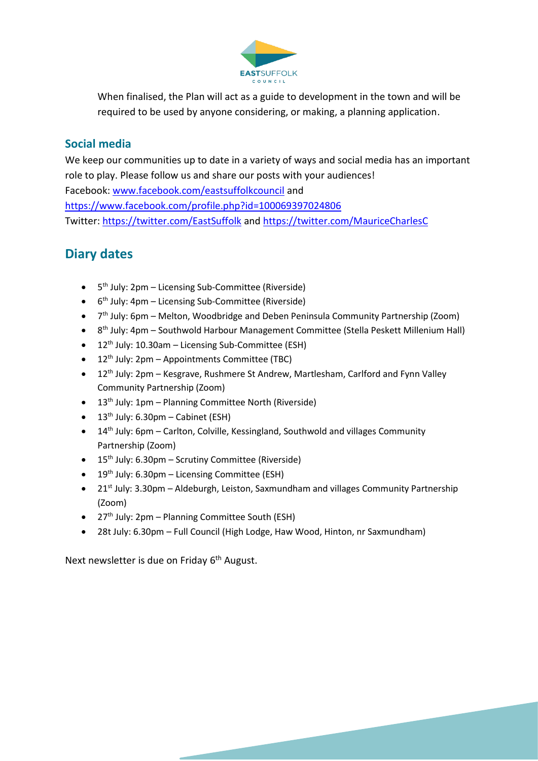When finalised, the Plan will act as a guide to development in the town and will be required to be used by anyone considering, or making, a planning application.

### Social media

We keep our communities up to date in a variety of ways and social media has an important role to play. Please follow us and share our posts with your audiences!
Facebook: [www.facebook.com/eastsuffolkcouncil](www.facebook.com/eastsuffolkcouncil) and [https://www.facebook.com/profile.php?id=100069397024806](https://www.facebook.com/profile.php?id=100069397024806)
Twitter: [https://twitter.com/EastSuffolk](https://twitter.com/EastSuffolk) and [https://twitter.com/MauriceCharlesC](https://twitter.com/MauriceCharlesC)

## Diary dates

- 5th July: 2pm – Licensing Sub-Committee (Riverside)
- 6th July: 4pm – Licensing Sub-Committee (Riverside)
- 7th July: 6pm – Melton, Woodbridge and Deben Peninsula Community Partnership (Zoom)
- 8th July: 4pm – Southwold Harbour Management Committee (Stella Peskett Millenium Hall)
- 12th July: 10.30am – Licensing Sub-Committee (ESH)
- 12th July: 2pm – Appointments Committee (TBC)
- 12th July: 2pm – Kesgrave, Rushmere St Andrew, Martlesham, Carlford and Fynn Valley Community Partnership (Zoom)
- 13th July: 1pm – Planning Committee North (Riverside)
- 13th July: 6.30pm – Cabinet (ESH)
- 14th July: 6pm – Carlton, Colville, Kessingland, Southwold and villages Community Partnership (Zoom)
- 15th July: 6.30pm – Scrutiny Committee (Riverside)
- 19th July: 6.30pm – Licensing Committee (ESH)
- 21st July: 3.30pm – Aldeburgh, Leiston, Saxmundham and villages Community Partnership (Zoom)
- 27th July: 2pm – Planning Committee South (ESH)
- 28t July: 6.30pm – Full Council (High Lodge, Haw Wood, Hinton, nr Saxmundham)

Next newsletter is due on Friday 6th August.